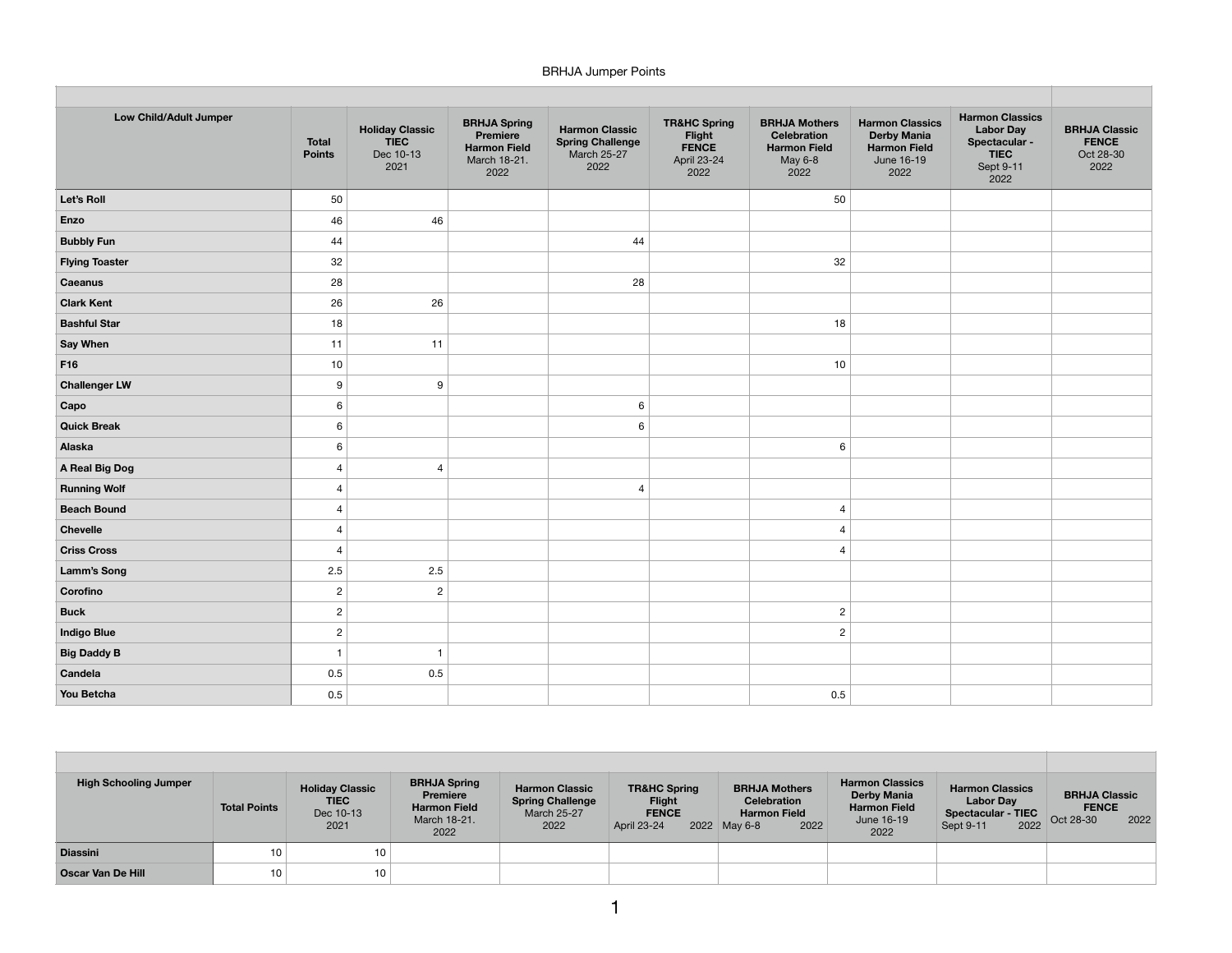BRHJA Jumper Points

| Low Child/Adult Jumper | Total Points | Holiday Classic **TIEC** Dec 10-13 2021 | BRHJA Spring Premiere Harmon Field March 18-21. 2022 | Harmon Classic Spring Challenge March 25-27 2022 | TR&HC Spring Flight **FENCE** April 23-24 2022 | BRHJA Mothers Celebration Harmon Field May 6-8 2022 | Harmon Classics Derby Mania Harmon Field June 16-19 2022 | Harmon Classics Labor Day Spectacular - **TIEC** Sept 9-11 2022 | BRHJA Classic **FENCE** Oct 28-30 2022 |
|---|---|---|---|---|---|---|---|---|---|
| **Let's Roll** | 50 | | | | | 50 | | | |
| **Enzo** | 46 | 46 | | | | | | | |
| **Bubbly Fun** | 44 | | | 44 | | | | | |
| **Flying Toaster** | 32 | | | | | 32 | | | |
| **Caeanus** | 28 | | | 28 | | | | | |
| **Clark Kent** | 26 | 26 | | | | | | | |
| **Bashful Star** | 18 | | | | | 18 | | | |
| **Say When** | 11 | 11 | | | | | | | |
| **F16** | 10 | | | | | 10 | | | |
| **Challenger LW** | 9 | 9 | | | | | | | |
| **Capo** | 6 | | | 6 | | | | | |
| **Quick Break** | 6 | | | 6 | | | | | |
| **Alaska** | 6 | | | | | 6 | | | |
| **A Real Big Dog** | 4 | 4 | | | | | | | |
| **Running Wolf** | 4 | | | 4 | | | | | |
| **Beach Bound** | 4 | | | | | 4 | | | |
| **Chevelle** | 4 | | | | | 4 | | | |
| **Criss Cross** | 4 | | | | | 4 | | | |
| **Lamm's Song** | 2.5 | 2.5 | | | | | | | |
| **Corofino** | 2 | 2 | | | | | | | |
| **Buck** | 2 | | | | | 2 | | | |
| **Indigo Blue** | 2 | | | | | 2 | | | |
| **Big Daddy B** | 1 | 1 | | | | | | | |
| **Candela** | 0.5 | 0.5 | | | | | | | |
| **You Betcha** | 0.5 | | | | | 0.5 | | | |

| High Schooling Jumper | Total Points | Holiday Classic **TIEC** Dec 10-13 2021 | BRHJA Spring Premiere Harmon Field March 18-21. 2022 | Harmon Classic Spring Challenge March 25-27 2022 | TR&HC Spring Flight **FENCE** April 23-24 2022 | BRHJA Mothers Celebration Harmon Field May 6-8 2022 | Harmon Classics Derby Mania Harmon Field June 16-19 2022 | Harmon Classics Labor Day Spectacular - **TIEC** Sept 9-11 2022 | BRHJA Classic **FENCE** Oct 28-30 2022 |
|---|---|---|---|---|---|---|---|---|---|
| **Diassini** | 10 | 10 | | | | | | | |
| **Oscar Van De Hill** | 10 | 10 | | | | | | | |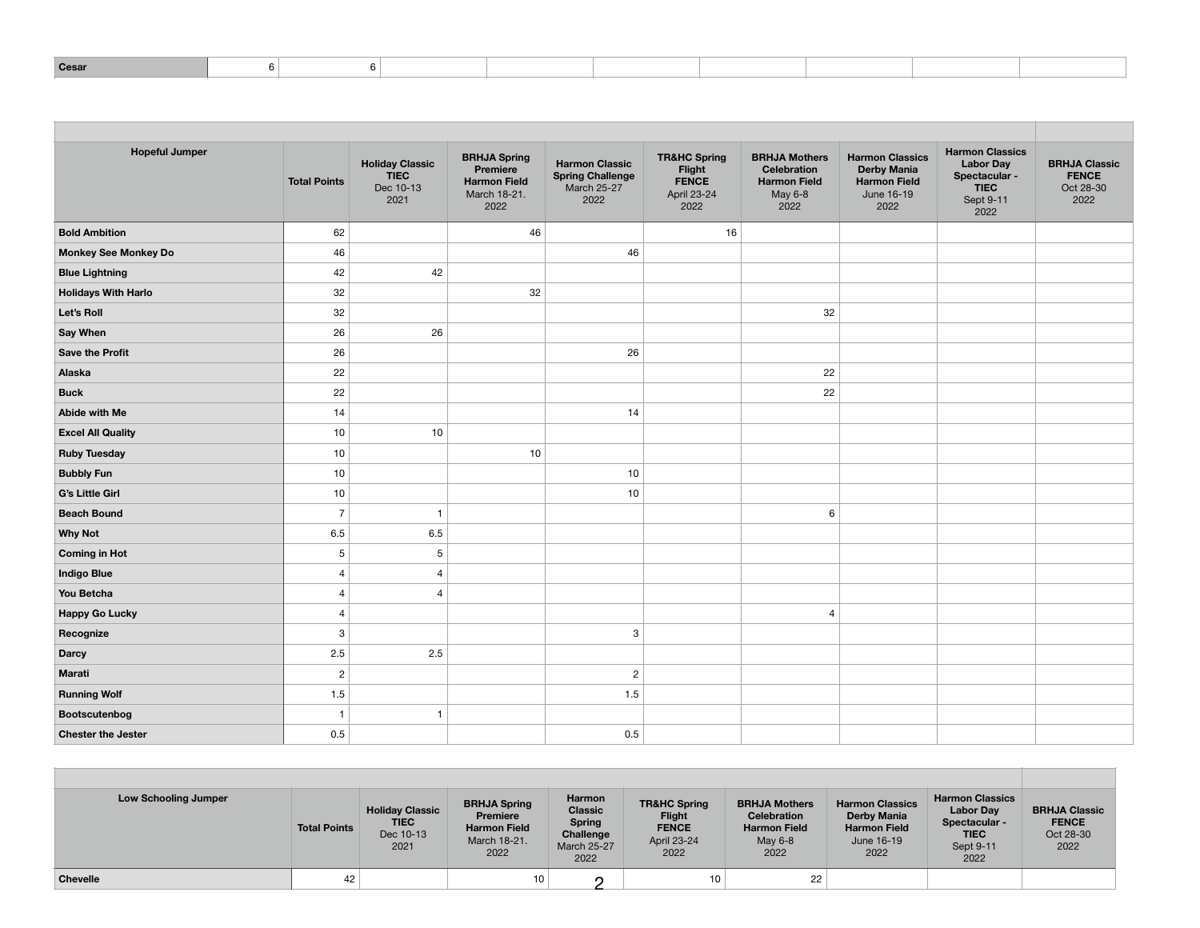| Cesar | 6 | 6 | | | | | | | |
|---|---|---|---|---|---|---|---|---|---|

| Hopeful Jumper | Total Points | Holiday Classic **TIEC** Dec 10-13 2021 | BRHJA Spring Premiere **Harmon Field** March 18-21. 2022 | Harmon Classic Spring Challenge March 25-27 2022 | TR&HC Spring Flight **FENCE** April 23-24 2022 | BRHJA Mothers Celebration **Harmon Field** May 6-8 2022 | Harmon Classics Derby Mania **Harmon Field** June 16-19 2022 | Harmon Classics Labor Day Spectacular - **TIEC** Sept 9-11 2022 | BRHJA Classic **FENCE** Oct 28-30 2022 |
|---|---|---|---|---|---|---|---|---|---|
| **Bold Ambition** | 62 | | 46 | | 16 | | | | |
| **Monkey See Monkey Do** | 46 | | | 46 | | | | | |
| **Blue Lightning** | 42 | 42 | | | | | | | |
| **Holidays With Harlo** | 32 | | 32 | | | | | | |
| **Let's Roll** | 32 | | | | | 32 | | | |
| **Say When** | 26 | 26 | | | | | | | |
| **Save the Profit** | 26 | | | 26 | | | | | |
| **Alaska** | 22 | | | | | 22 | | | |
| **Buck** | 22 | | | | | 22 | | | |
| **Abide with Me** | 14 | | | 14 | | | | | |
| **Excel All Quality** | 10 | 10 | | | | | | | |
| **Ruby Tuesday** | 10 | | 10 | | | | | | |
| **Bubbly Fun** | 10 | | | 10 | | | | | |
| **G's Little Girl** | 10 | | | 10 | | | | | |
| **Beach Bound** | 7 | 1 | | | | 6 | | | |
| **Why Not** | 6.5 | 6.5 | | | | | | | |
| **Coming in Hot** | 5 | 5 | | | | | | | |
| **Indigo Blue** | 4 | 4 | | | | | | | |
| **You Betcha** | 4 | 4 | | | | | | | |
| **Happy Go Lucky** | 4 | | | | | 4 | | | |
| **Recognize** | 3 | | | 3 | | | | | |
| **Darcy** | 2.5 | 2.5 | | | | | | | |
| **Marati** | 2 | | | 2 | | | | | |
| **Running Wolf** | 1.5 | | | 1.5 | | | | | |
| **Bootscutenbog** | 1 | 1 | | | | | | | |
| **Chester the Jester** | 0.5 | | | 0.5 | | | | | |

| Low Schooling Jumper | Total Points | Holiday Classic **TIEC** Dec 10-13 2021 | BRHJA Spring Premiere **Harmon Field** March 18-21. 2022 | Harmon Classic Spring Challenge March 25-27 2022 | TR&HC Spring Flight **FENCE** April 23-24 2022 | BRHJA Mothers Celebration **Harmon Field** May 6-8 2022 | Harmon Classics Derby Mania **Harmon Field** June 16-19 2022 | Harmon Classics Labor Day Spectacular - **TIEC** Sept 9-11 2022 | BRHJA Classic **FENCE** Oct 28-30 2022 |
|---|---|---|---|---|---|---|---|---|---|
| **Chevelle** | 42 | | 10 | | 10 | 22 | | | |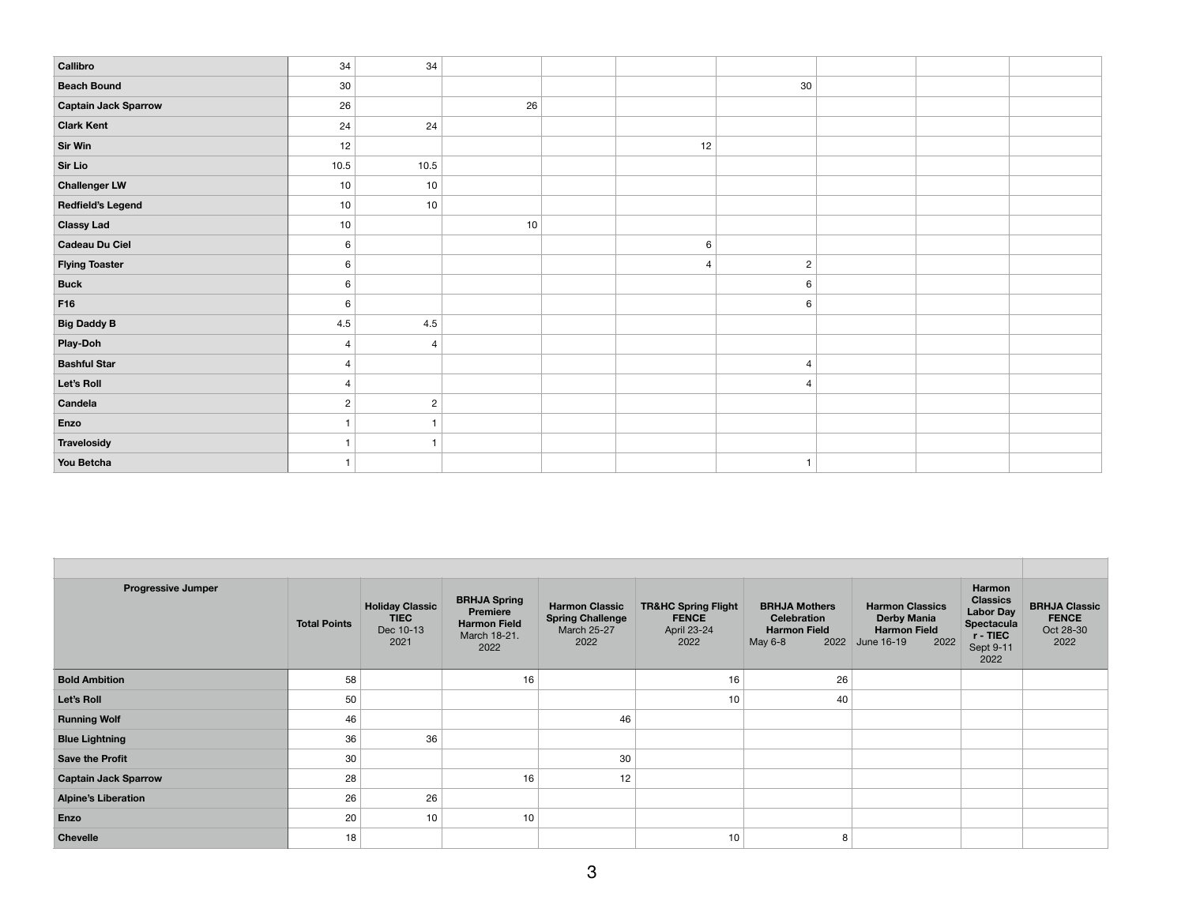| | | | | | | | | | |
|---|---|---|---|---|---|---|---|---|---|
| **Callibro** | 34 | 34 | | | | | | | |
| **Beach Bound** | 30 | | | | | 30 | | | |
| **Captain Jack Sparrow** | 26 | | 26 | | | | | | |
| **Clark Kent** | 24 | 24 | | | | | | | |
| **Sir Win** | 12 | | | | 12 | | | | |
| **Sir Lio** | 10.5 | 10.5 | | | | | | | |
| **Challenger LW** | 10 | 10 | | | | | | | |
| **Redfield's Legend** | 10 | 10 | | | | | | | |
| **Classy Lad** | 10 | | 10 | | | | | | |
| **Cadeau Du Ciel** | 6 | | | | 6 | | | | |
| **Flying Toaster** | 6 | | | | 4 | 2 | | | |
| **Buck** | 6 | | | | | 6 | | | |
| **F16** | 6 | | | | | 6 | | | |
| **Big Daddy B** | 4.5 | 4.5 | | | | | | | |
| **Play-Doh** | 4 | 4 | | | | | | | |
| **Bashful Star** | 4 | | | | | 4 | | | |
| **Let's Roll** | 4 | | | | | 4 | | | |
| **Candela** | 2 | 2 | | | | | | | |
| **Enzo** | 1 | 1 | | | | | | | |
| **Travelosidy** | 1 | 1 | | | | | | | |
| **You Betcha** | 1 | | | | | 1 | | | |

| **Progressive Jumper** | **Total Points** | **Holiday Classic TIEC** Dec 10-13 2021 | **BRHJA Spring Premiere Harmon Field** March 18-21. 2022 | **Harmon Classic Spring Challenge** March 25-27 2022 | **TR&HC Spring Flight FENCE** April 23-24 2022 | **BRHJA Mothers Celebration Harmon Field** May 6-8 2022 | **Harmon Classics Derby Mania Harmon Field** June 16-19 2022 | **Harmon Classics Labor Day Spectacular - TIEC** Sept 9-11 2022 | **BRHJA Classic FENCE** Oct 28-30 2022 |
|---|---|---|---|---|---|---|---|---|---|
| **Bold Ambition** | 58 | | 16 | | 16 | 26 | | | |
| **Let's Roll** | 50 | | | | 10 | 40 | | | |
| **Running Wolf** | 46 | | | 46 | | | | | |
| **Blue Lightning** | 36 | 36 | | | | | | | |
| **Save the Profit** | 30 | | | 30 | | | | | |
| **Captain Jack Sparrow** | 28 | | 16 | 12 | | | | | |
| **Alpine's Liberation** | 26 | 26 | | | | | | | |
| **Enzo** | 20 | 10 | 10 | | | | | | |
| **Chevelle** | 18 | | | | 10 | 8 | | | |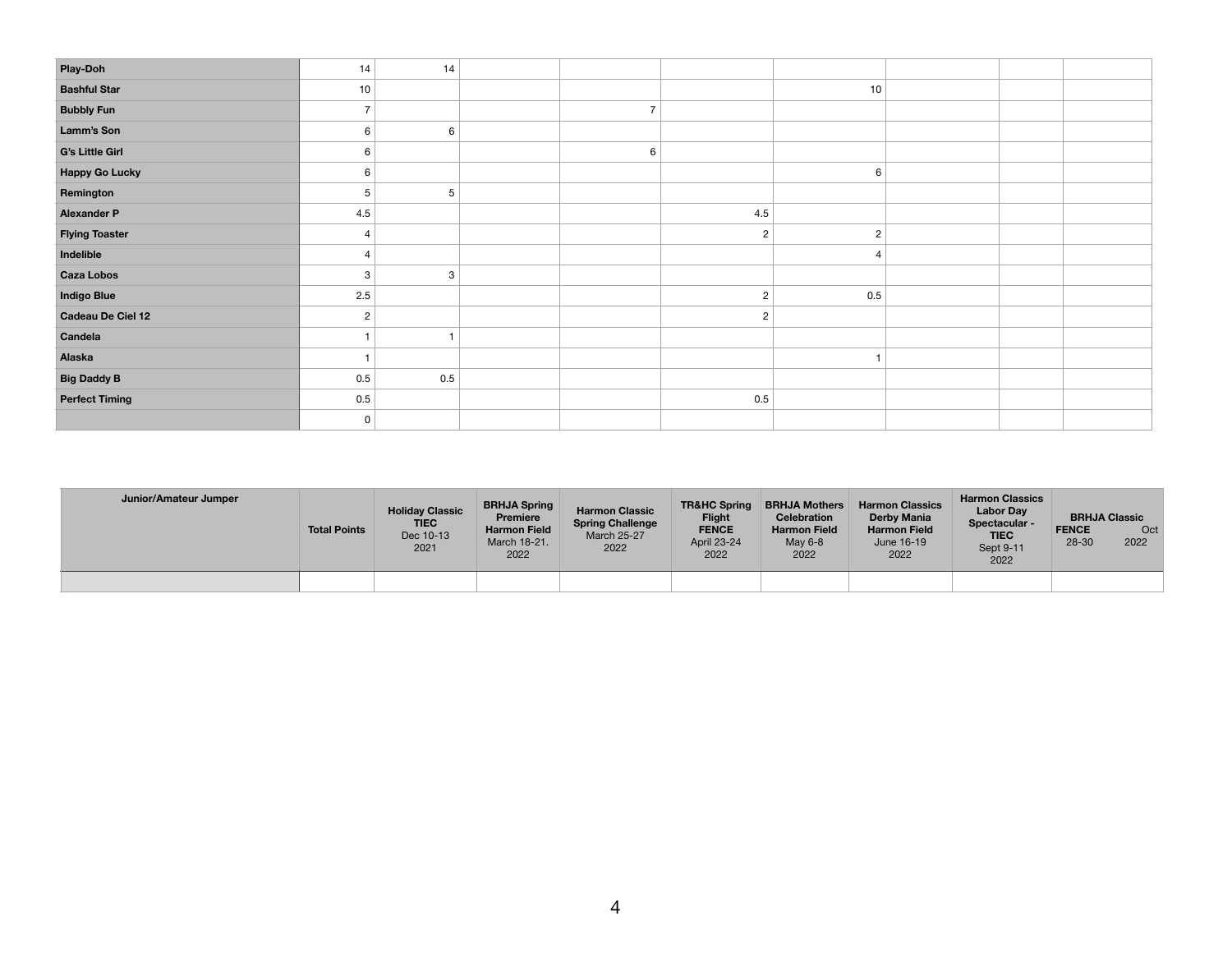| | | | | | | | | | |
|---|---|---|---|---|---|---|---|---|---|
| **Play-Doh** | 14 | 14 | | | | | | | |
| **Bashful Star** | 10 | | | | | 10 | | | |
| **Bubbly Fun** | 7 | | | 7 | | | | | |
| **Lamm's Son** | 6 | 6 | | | | | | | |
| **G's Little Girl** | 6 | | | 6 | | | | | |
| **Happy Go Lucky** | 6 | | | | | 6 | | | |
| **Remington** | 5 | 5 | | | | | | | |
| **Alexander P** | 4.5 | | | | 4.5 | | | | |
| **Flying Toaster** | 4 | | | | 2 | 2 | | | |
| **Indelible** | 4 | | | | | 4 | | | |
| **Caza Lobos** | 3 | 3 | | | | | | | |
| **Indigo Blue** | 2.5 | | | | 2 | 0.5 | | | |
| **Cadeau De Ciel 12** | 2 | | | | 2 | | | | |
| **Candela** | 1 | 1 | | | | | | | |
| **Alaska** | 1 | | | | | 1 | | | |
| **Big Daddy B** | 0.5 | 0.5 | | | | | | | |
| **Perfect Timing** | 0.5 | | | | 0.5 | | | | |
| | 0 | | | | | | | | |

| **Junior/Amateur Jumper** | **Total Points** | **Holiday Classic TIEC** Dec 10-13 2021 | **BRHJA Spring Premiere Harmon Field** March 18-21. 2022 | **Harmon Classic Spring Challenge** March 25-27 2022 | **TR&HC Spring Flight FENCE** April 23-24 2022 | **BRHJA Mothers Celebration Harmon Field** May 6-8 2022 | **Harmon Classics Derby Mania Harmon Field** June 16-19 2022 | **Harmon Classics Labor Day Spectacular - TIEC** Sept 9-11 2022 | **BRHJA Classic FENCE** Oct 28-30 2022 |
|---|---|---|---|---|---|---|---|---|---|
| | | | | | | | | | |